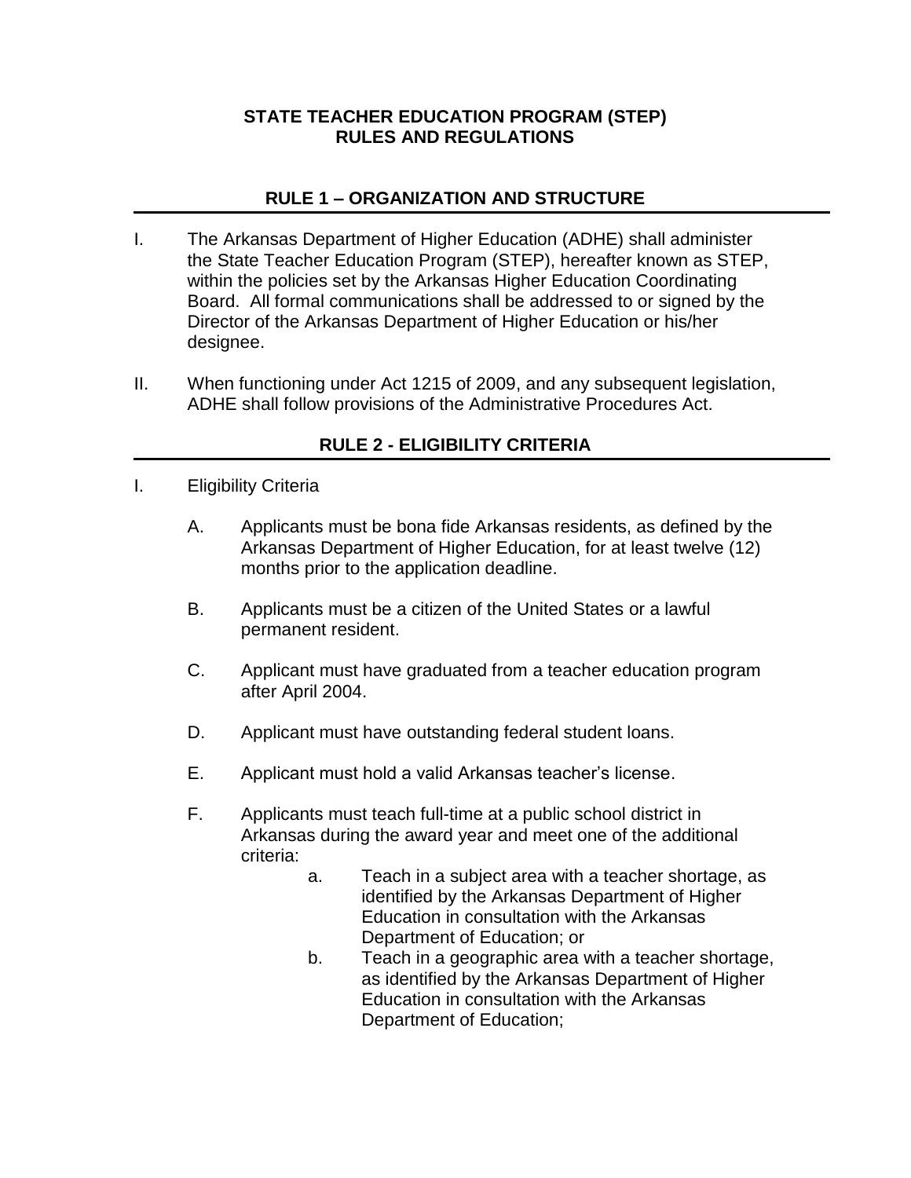# STATE TEACHER EDUCATION PROGRAM (STEP) RULES AND REGULATIONS

## RULE 1 – ORGANIZATION AND STRUCTURE

I. The Arkansas Department of Higher Education (ADHE) shall administer the State Teacher Education Program (STEP), hereafter known as STEP, within the policies set by the Arkansas Higher Education Coordinating Board. All formal communications shall be addressed to or signed by the Director of the Arkansas Department of Higher Education or his/her designee.

II. When functioning under Act 1215 of 2009, and any subsequent legislation, ADHE shall follow provisions of the Administrative Procedures Act.

## RULE 2 - ELIGIBILITY CRITERIA

I. Eligibility Criteria

   A. Applicants must be bona fide Arkansas residents, as defined by the Arkansas Department of Higher Education, for at least twelve (12) months prior to the application deadline.

   B. Applicants must be a citizen of the United States or a lawful permanent resident.

   C. Applicant must have graduated from a teacher education program after April 2004.

   D. Applicant must have outstanding federal student loans.

   E. Applicant must hold a valid Arkansas teacher's license.

   F. Applicants must teach full-time at a public school district in Arkansas during the award year and meet one of the additional criteria:

      a. Teach in a subject area with a teacher shortage, as identified by the Arkansas Department of Higher Education in consultation with the Arkansas Department of Education; or

      b. Teach in a geographic area with a teacher shortage, as identified by the Arkansas Department of Higher Education in consultation with the Arkansas Department of Education;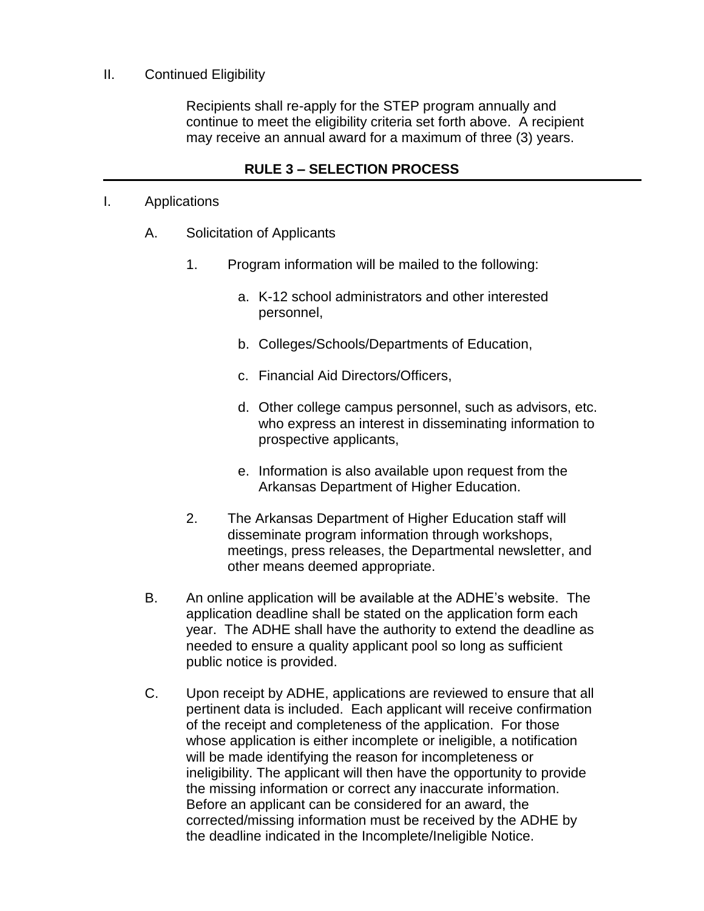II. Continued Eligibility

Recipients shall re-apply for the STEP program annually and continue to meet the eligibility criteria set forth above. A recipient may receive an annual award for a maximum of three (3) years.

## RULE 3 – SELECTION PROCESS

I. Applications

A. Solicitation of Applicants

1. Program information will be mailed to the following:

   a. K-12 school administrators and other interested personnel,

   b. Colleges/Schools/Departments of Education,

   c. Financial Aid Directors/Officers,

   d. Other college campus personnel, such as advisors, etc. who express an interest in disseminating information to prospective applicants,

   e. Information is also available upon request from the Arkansas Department of Higher Education.

2. The Arkansas Department of Higher Education staff will disseminate program information through workshops, meetings, press releases, the Departmental newsletter, and other means deemed appropriate.

B. An online application will be available at the ADHE's website. The application deadline shall be stated on the application form each year. The ADHE shall have the authority to extend the deadline as needed to ensure a quality applicant pool so long as sufficient public notice is provided.

C. Upon receipt by ADHE, applications are reviewed to ensure that all pertinent data is included. Each applicant will receive confirmation of the receipt and completeness of the application. For those whose application is either incomplete or ineligible, a notification will be made identifying the reason for incompleteness or ineligibility. The applicant will then have the opportunity to provide the missing information or correct any inaccurate information. Before an applicant can be considered for an award, the corrected/missing information must be received by the ADHE by the deadline indicated in the Incomplete/Ineligible Notice.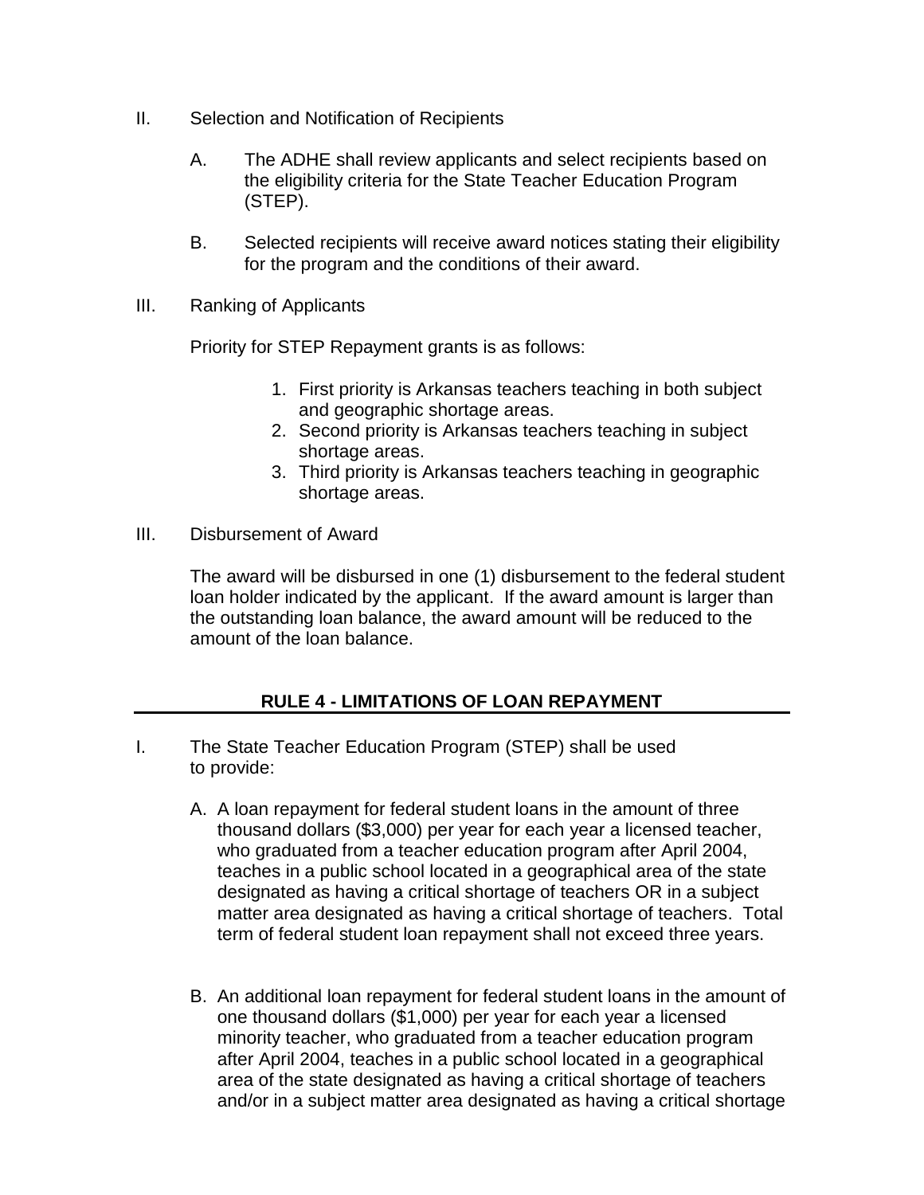II. Selection and Notification of Recipients

   A. The ADHE shall review applicants and select recipients based on the eligibility criteria for the State Teacher Education Program (STEP).

   B. Selected recipients will receive award notices stating their eligibility for the program and the conditions of their award.

III. Ranking of Applicants

   Priority for STEP Repayment grants is as follows:

   1. First priority is Arkansas teachers teaching in both subject and geographic shortage areas.
   2. Second priority is Arkansas teachers teaching in subject shortage areas.
   3. Third priority is Arkansas teachers teaching in geographic shortage areas.

III. Disbursement of Award

   The award will be disbursed in one (1) disbursement to the federal student loan holder indicated by the applicant. If the award amount is larger than the outstanding loan balance, the award amount will be reduced to the amount of the loan balance.

## RULE 4 - LIMITATIONS OF LOAN REPAYMENT

I. The State Teacher Education Program (STEP) shall be used to provide:

   A. A loan repayment for federal student loans in the amount of three thousand dollars ($3,000) per year for each year a licensed teacher, who graduated from a teacher education program after April 2004, teaches in a public school located in a geographical area of the state designated as having a critical shortage of teachers OR in a subject matter area designated as having a critical shortage of teachers. Total term of federal student loan repayment shall not exceed three years.

   B. An additional loan repayment for federal student loans in the amount of one thousand dollars ($1,000) per year for each year a licensed minority teacher, who graduated from a teacher education program after April 2004, teaches in a public school located in a geographical area of the state designated as having a critical shortage of teachers and/or in a subject matter area designated as having a critical shortage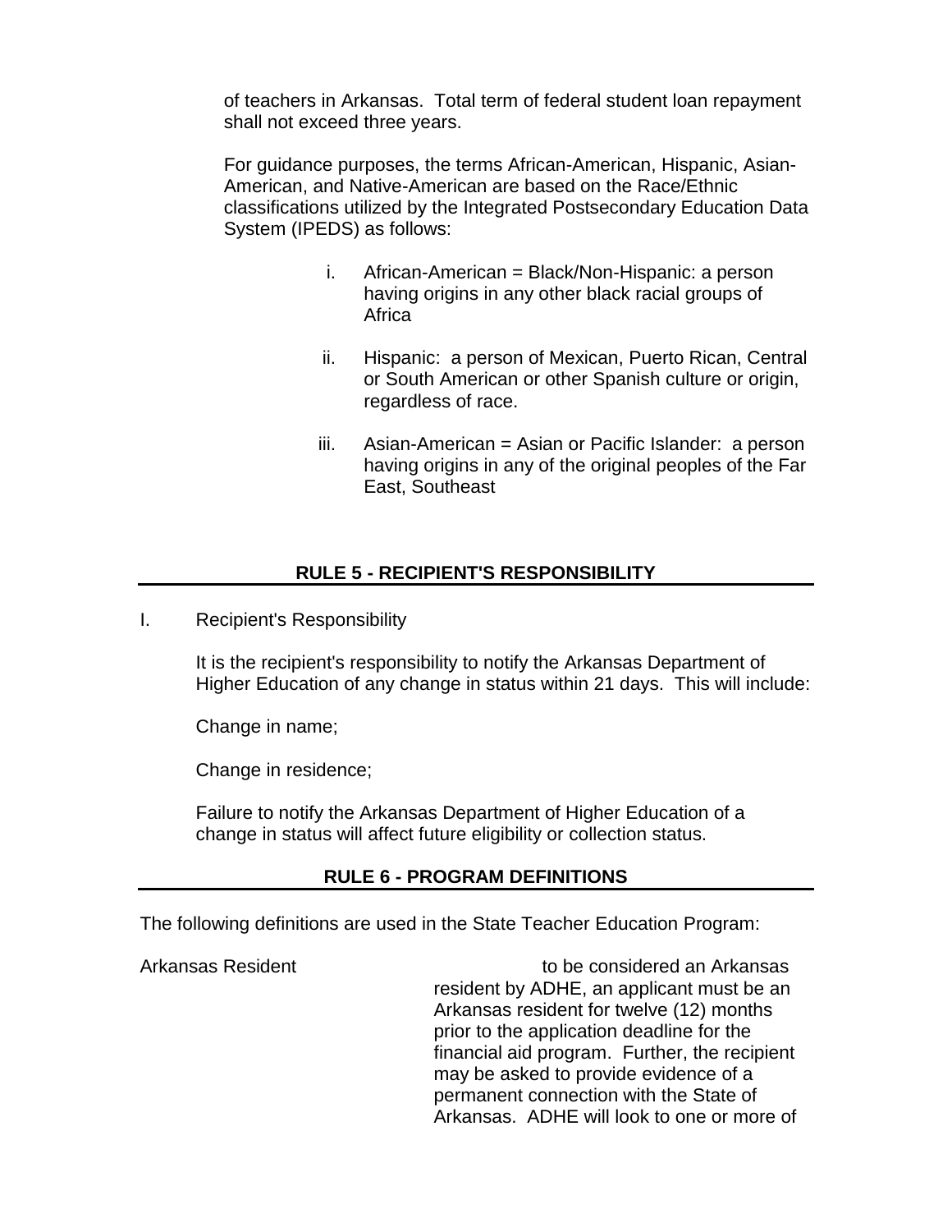of teachers in Arkansas. Total term of federal student loan repayment shall not exceed three years.

For guidance purposes, the terms African-American, Hispanic, Asian-American, and Native-American are based on the Race/Ethnic classifications utilized by the Integrated Postsecondary Education Data System (IPEDS) as follows:

i. African-American = Black/Non-Hispanic: a person having origins in any other black racial groups of Africa

ii. Hispanic: a person of Mexican, Puerto Rican, Central or South American or other Spanish culture or origin, regardless of race.

iii. Asian-American = Asian or Pacific Islander: a person having origins in any of the original peoples of the Far East, Southeast

## RULE 5 - RECIPIENT'S RESPONSIBILITY

I. Recipient's Responsibility

It is the recipient's responsibility to notify the Arkansas Department of Higher Education of any change in status within 21 days. This will include:

Change in name;

Change in residence;

Failure to notify the Arkansas Department of Higher Education of a change in status will affect future eligibility or collection status.

## RULE 6 - PROGRAM DEFINITIONS

The following definitions are used in the State Teacher Education Program:

Arkansas Resident — to be considered an Arkansas resident by ADHE, an applicant must be an Arkansas resident for twelve (12) months prior to the application deadline for the financial aid program. Further, the recipient may be asked to provide evidence of a permanent connection with the State of Arkansas. ADHE will look to one or more of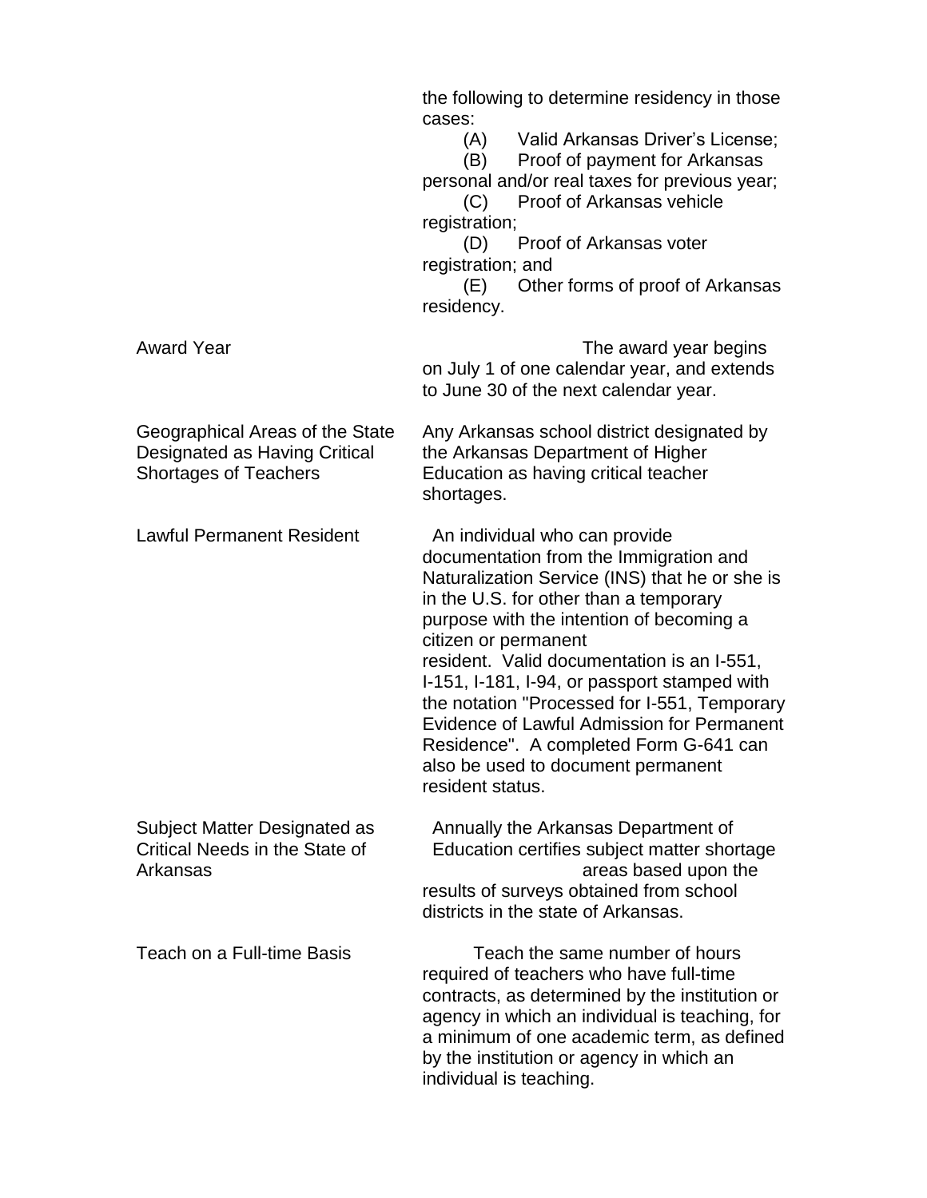| | |
|---|---|
| | the following to determine residency in those cases:<br>(A) Valid Arkansas Driver's License;<br>(B) Proof of payment for Arkansas personal and/or real taxes for previous year;<br>(C) Proof of Arkansas vehicle registration;<br>(D) Proof of Arkansas voter registration; and<br>(E) Other forms of proof of Arkansas residency. |
| Award Year | The award year begins on July 1 of one calendar year, and extends to June 30 of the next calendar year. |
| Geographical Areas of the State Designated as Having Critical Shortages of Teachers | Any Arkansas school district designated by the Arkansas Department of Higher Education as having critical teacher shortages. |
| Lawful Permanent Resident | An individual who can provide documentation from the Immigration and Naturalization Service (INS) that he or she is in the U.S. for other than a temporary purpose with the intention of becoming a citizen or permanent resident. Valid documentation is an I-551, I-151, I-181, I-94, or passport stamped with the notation "Processed for I-551, Temporary Evidence of Lawful Admission for Permanent Residence". A completed Form G-641 can also be used to document permanent resident status. |
| Subject Matter Designated as Critical Needs in the State of Arkansas | Annually the Arkansas Department of Education certifies subject matter shortage areas based upon the results of surveys obtained from school districts in the state of Arkansas. |
| Teach on a Full-time Basis | Teach the same number of hours required of teachers who have full-time contracts, as determined by the institution or agency in which an individual is teaching, for a minimum of one academic term, as defined by the institution or agency in which an individual is teaching. |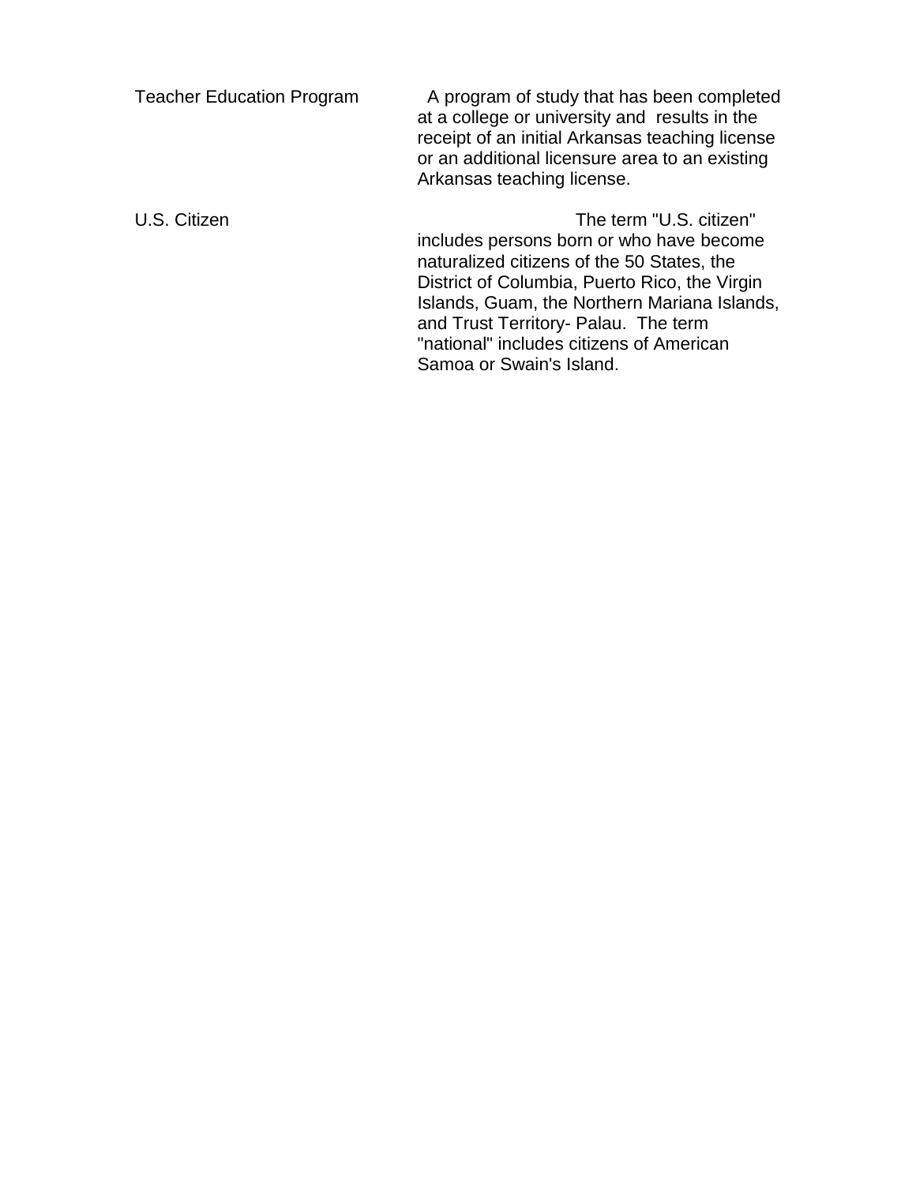| | |
|---|---|
| Teacher Education Program | A program of study that has been completed at a college or university and results in the receipt of an initial Arkansas teaching license or an additional licensure area to an existing Arkansas teaching license. |
| U.S. Citizen | The term "U.S. citizen" includes persons born or who have become naturalized citizens of the 50 States, the District of Columbia, Puerto Rico, the Virgin Islands, Guam, the Northern Mariana Islands, and Trust Territory- Palau. The term "national" includes citizens of American Samoa or Swain's Island. |